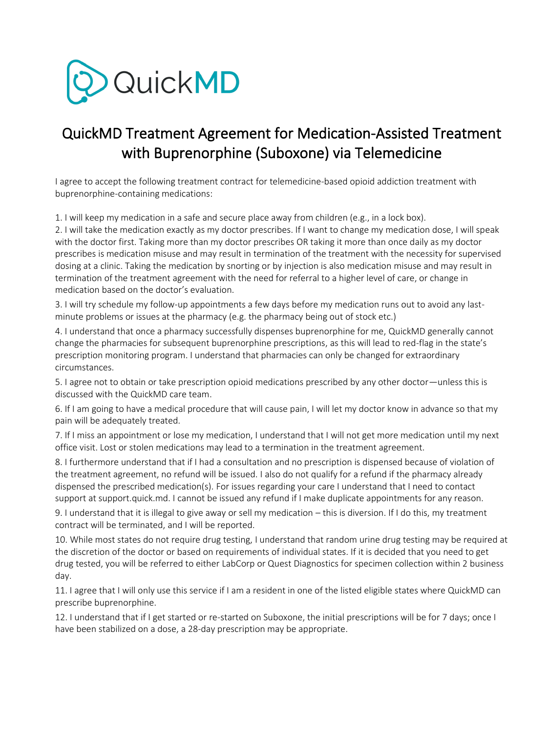QuickMD

# QuickMD Treatment Agreement for Medication-Assisted Treatment with Buprenorphine (Suboxone) via Telemedicine

I agree to accept the following treatment contract for telemedicine-based opioid addiction treatment with buprenorphine-containing medications:

1. I will keep my medication in a safe and secure place away from children (e.g., in a lock box).
2. I will take the medication exactly as my doctor prescribes. If I want to change my medication dose, I will speak with the doctor first. Taking more than my doctor prescribes OR taking it more than once daily as my doctor prescribes is medication misuse and may result in termination of the treatment with the necessity for supervised dosing at a clinic. Taking the medication by snorting or by injection is also medication misuse and may result in termination of the treatment agreement with the need for referral to a higher level of care, or change in medication based on the doctor's evaluation.
3. I will try schedule my follow-up appointments a few days before my medication runs out to avoid any last-minute problems or issues at the pharmacy (e.g. the pharmacy being out of stock etc.)
4. I understand that once a pharmacy successfully dispenses buprenorphine for me, QuickMD generally cannot change the pharmacies for subsequent buprenorphine prescriptions, as this will lead to red-flag in the state's prescription monitoring program. I understand that pharmacies can only be changed for extraordinary circumstances.
5. I agree not to obtain or take prescription opioid medications prescribed by any other doctor—unless this is discussed with the QuickMD care team.
6. If I am going to have a medical procedure that will cause pain, I will let my doctor know in advance so that my pain will be adequately treated.
7. If I miss an appointment or lose my medication, I understand that I will not get more medication until my next office visit. Lost or stolen medications may lead to a termination in the treatment agreement.
8. I furthermore understand that if I had a consultation and no prescription is dispensed because of violation of the treatment agreement, no refund will be issued. I also do not qualify for a refund if the pharmacy already dispensed the prescribed medication(s). For issues regarding your care I understand that I need to contact support at support.quick.md. I cannot be issued any refund if I make duplicate appointments for any reason.
9. I understand that it is illegal to give away or sell my medication – this is diversion. If I do this, my treatment contract will be terminated, and I will be reported.
10. While most states do not require drug testing, I understand that random urine drug testing may be required at the discretion of the doctor or based on requirements of individual states. If it is decided that you need to get drug tested, you will be referred to either LabCorp or Quest Diagnostics for specimen collection within 2 business day.
11. I agree that I will only use this service if I am a resident in one of the listed eligible states where QuickMD can prescribe buprenorphine.
12. I understand that if I get started or re-started on Suboxone, the initial prescriptions will be for 7 days; once I have been stabilized on a dose, a 28-day prescription may be appropriate.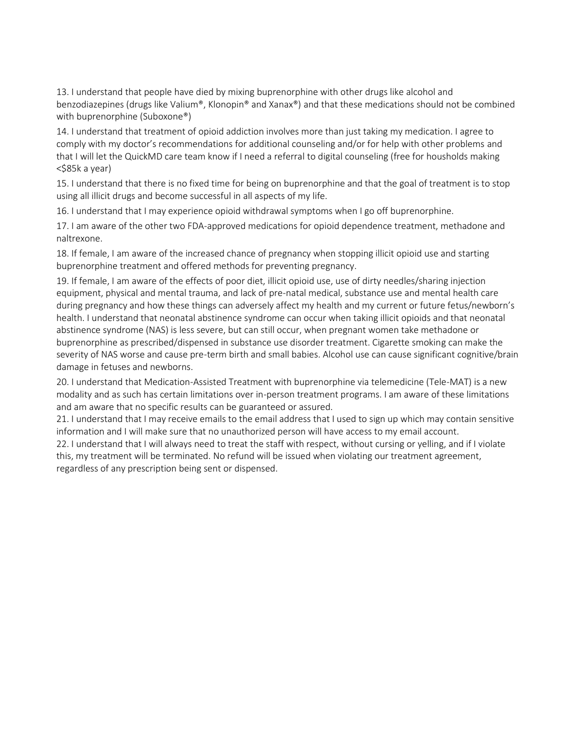13. I understand that people have died by mixing buprenorphine with other drugs like alcohol and benzodiazepines (drugs like Valium®, Klonopin® and Xanax®) and that these medications should not be combined with buprenorphine (Suboxone®)

14. I understand that treatment of opioid addiction involves more than just taking my medication. I agree to comply with my doctor's recommendations for additional counseling and/or for help with other problems and that I will let the QuickMD care team know if I need a referral to digital counseling (free for housholds making <$85k a year)

15. I understand that there is no fixed time for being on buprenorphine and that the goal of treatment is to stop using all illicit drugs and become successful in all aspects of my life.

16. I understand that I may experience opioid withdrawal symptoms when I go off buprenorphine.

17. I am aware of the other two FDA-approved medications for opioid dependence treatment, methadone and naltrexone.

18. If female, I am aware of the increased chance of pregnancy when stopping illicit opioid use and starting buprenorphine treatment and offered methods for preventing pregnancy.

19. If female, I am aware of the effects of poor diet, illicit opioid use, use of dirty needles/sharing injection equipment, physical and mental trauma, and lack of pre-natal medical, substance use and mental health care during pregnancy and how these things can adversely affect my health and my current or future fetus/newborn's health. I understand that neonatal abstinence syndrome can occur when taking illicit opioids and that neonatal abstinence syndrome (NAS) is less severe, but can still occur, when pregnant women take methadone or buprenorphine as prescribed/dispensed in substance use disorder treatment. Cigarette smoking can make the severity of NAS worse and cause pre-term birth and small babies. Alcohol use can cause significant cognitive/brain damage in fetuses and newborns.

20. I understand that Medication-Assisted Treatment with buprenorphine via telemedicine (Tele-MAT) is a new modality and as such has certain limitations over in-person treatment programs. I am aware of these limitations and am aware that no specific results can be guaranteed or assured.

21. I understand that I may receive emails to the email address that I used to sign up which may contain sensitive information and I will make sure that no unauthorized person will have access to my email account.

22. I understand that I will always need to treat the staff with respect, without cursing or yelling, and if I violate this, my treatment will be terminated. No refund will be issued when violating our treatment agreement, regardless of any prescription being sent or dispensed.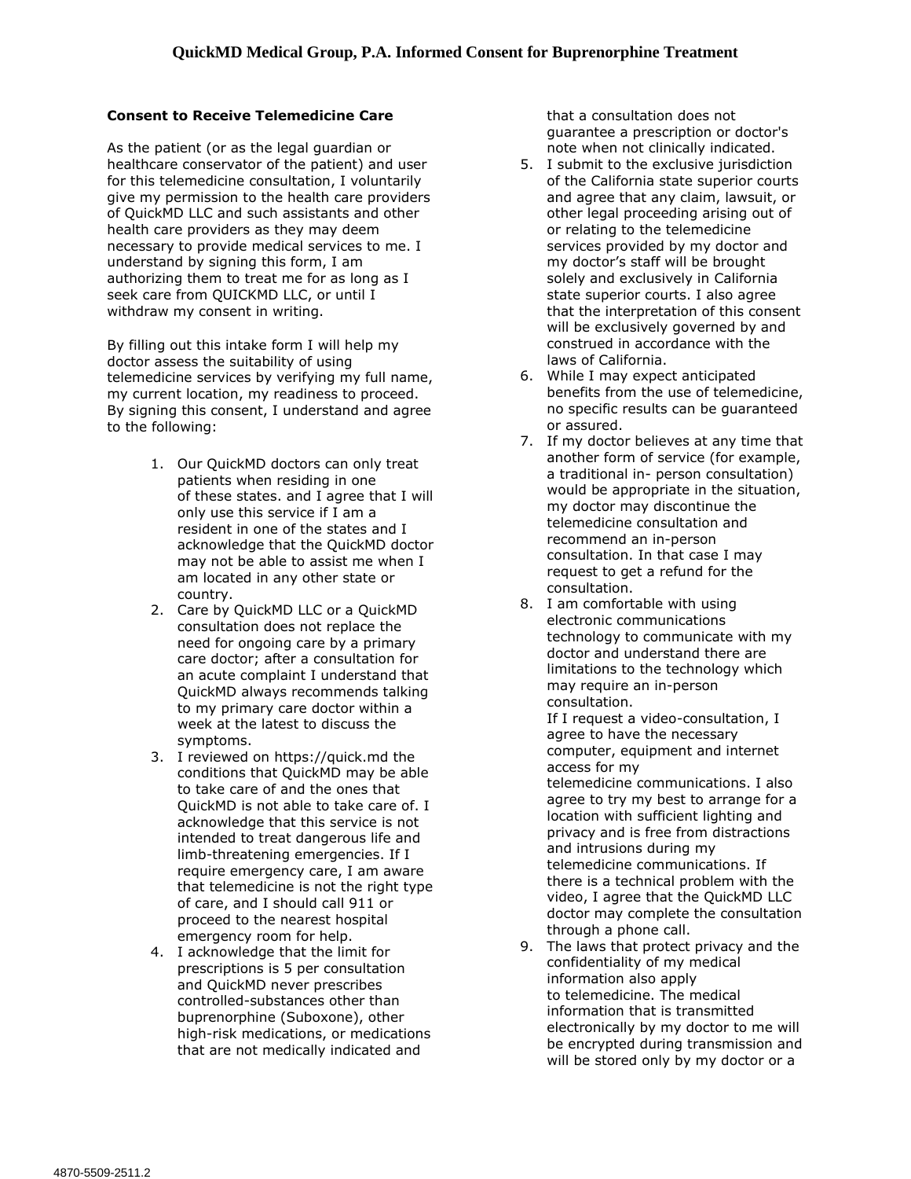# QuickMD Medical Group, P.A. Informed Consent for Buprenorphine Treatment

**Consent to Receive Telemedicine Care**

As the patient (or as the legal guardian or healthcare conservator of the patient) and user for this telemedicine consultation, I voluntarily give my permission to the health care providers of QuickMD LLC and such assistants and other health care providers as they may deem necessary to provide medical services to me. I understand by signing this form, I am authorizing them to treat me for as long as I seek care from QUICKMD LLC, or until I withdraw my consent in writing.

By filling out this intake form I will help my doctor assess the suitability of using telemedicine services by verifying my full name, my current location, my readiness to proceed. By signing this consent, I understand and agree to the following:

1. Our QuickMD doctors can only treat patients when residing in one of these states. and I agree that I will only use this service if I am a resident in one of the states and I acknowledge that the QuickMD doctor may not be able to assist me when I am located in any other state or country.
2. Care by QuickMD LLC or a QuickMD consultation does not replace the need for ongoing care by a primary care doctor; after a consultation for an acute complaint I understand that QuickMD always recommends talking to my primary care doctor within a week at the latest to discuss the symptoms.
3. I reviewed on https://quick.md the conditions that QuickMD may be able to take care of and the ones that QuickMD is not able to take care of. I acknowledge that this service is not intended to treat dangerous life and limb-threatening emergencies. If I require emergency care, I am aware that telemedicine is not the right type of care, and I should call 911 or proceed to the nearest hospital emergency room for help.
4. I acknowledge that the limit for prescriptions is 5 per consultation and QuickMD never prescribes controlled-substances other than buprenorphine (Suboxone), other high-risk medications, or medications that are not medically indicated and that a consultation does not guarantee a prescription or doctor's note when not clinically indicated.
5. I submit to the exclusive jurisdiction of the California state superior courts and agree that any claim, lawsuit, or other legal proceeding arising out of or relating to the telemedicine services provided by my doctor and my doctor's staff will be brought solely and exclusively in California state superior courts. I also agree that the interpretation of this consent will be exclusively governed by and construed in accordance with the laws of California.
6. While I may expect anticipated benefits from the use of telemedicine, no specific results can be guaranteed or assured.
7. If my doctor believes at any time that another form of service (for example, a traditional in- person consultation) would be appropriate in the situation, my doctor may discontinue the telemedicine consultation and recommend an in-person consultation. In that case I may request to get a refund for the consultation.
8. I am comfortable with using electronic communications technology to communicate with my doctor and understand there are limitations to the technology which may require an in-person consultation.
   If I request a video-consultation, I agree to have the necessary computer, equipment and internet access for my telemedicine communications. I also agree to try my best to arrange for a location with sufficient lighting and privacy and is free from distractions and intrusions during my telemedicine communications. If there is a technical problem with the video, I agree that the QuickMD LLC doctor may complete the consultation through a phone call.
9. The laws that protect privacy and the confidentiality of my medical information also apply to telemedicine. The medical information that is transmitted electronically by my doctor to me will be encrypted during transmission and will be stored only by my doctor or a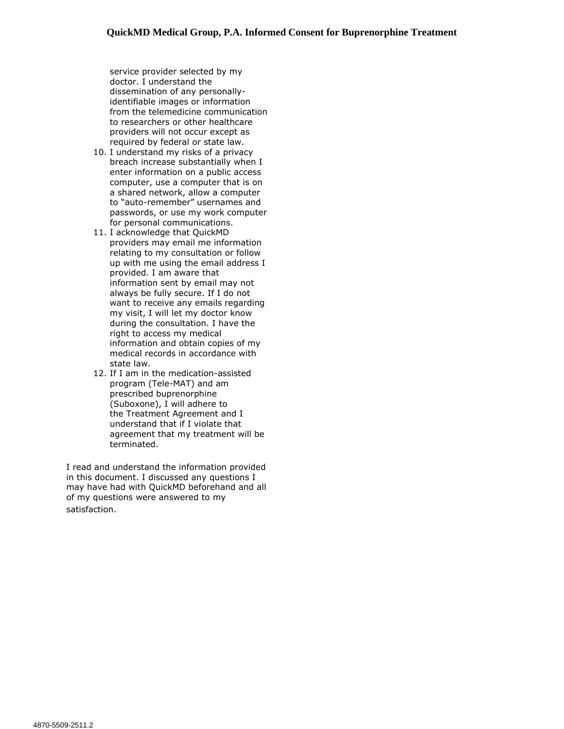service provider selected by my doctor. I understand the dissemination of any personally-identifiable images or information from the telemedicine communication to researchers or other healthcare providers will not occur except as required by federal or state law.

10. I understand my risks of a privacy breach increase substantially when I enter information on a public access computer, use a computer that is on a shared network, allow a computer to "auto-remember" usernames and passwords, or use my work computer for personal communications.
11. I acknowledge that QuickMD providers may email me information relating to my consultation or follow up with me using the email address I provided. I am aware that information sent by email may not always be fully secure. If I do not want to receive any emails regarding my visit, I will let my doctor know during the consultation. I have the right to access my medical information and obtain copies of my medical records in accordance with state law.
12. If I am in the medication-assisted program (Tele-MAT) and am prescribed buprenorphine (Suboxone), I will adhere to the Treatment Agreement and I understand that if I violate that agreement that my treatment will be terminated.

I read and understand the information provided in this document. I discussed any questions I may have had with QuickMD beforehand and all of my questions were answered to my satisfaction.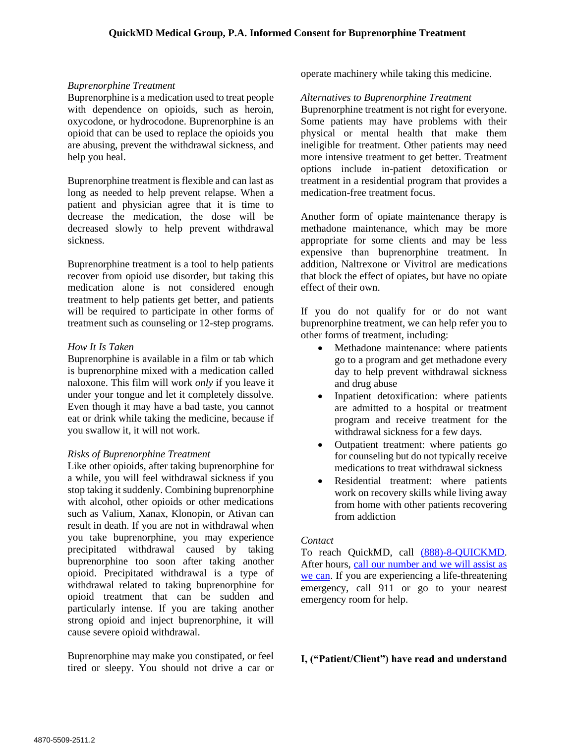### QuickMD Medical Group, P.A. Informed Consent for Buprenorphine Treatment

*Buprenorphine Treatment*

Buprenorphine is a medication used to treat people with dependence on opioids, such as heroin, oxycodone, or hydrocodone. Buprenorphine is an opioid that can be used to replace the opioids you are abusing, prevent the withdrawal sickness, and help you heal.

Buprenorphine treatment is flexible and can last as long as needed to help prevent relapse. When a patient and physician agree that it is time to decrease the medication, the dose will be decreased slowly to help prevent withdrawal sickness.

Buprenorphine treatment is a tool to help patients recover from opioid use disorder, but taking this medication alone is not considered enough treatment to help patients get better, and patients will be required to participate in other forms of treatment such as counseling or 12-step programs.

*How It Is Taken*

Buprenorphine is available in a film or tab which is buprenorphine mixed with a medication called naloxone. This film will work *only* if you leave it under your tongue and let it completely dissolve. Even though it may have a bad taste, you cannot eat or drink while taking the medicine, because if you swallow it, it will not work.

*Risks of Buprenorphine Treatment*

Like other opioids, after taking buprenorphine for a while, you will feel withdrawal sickness if you stop taking it suddenly. Combining buprenorphine with alcohol, other opioids or other medications such as Valium, Xanax, Klonopin, or Ativan can result in death. If you are not in withdrawal when you take buprenorphine, you may experience precipitated withdrawal caused by taking buprenorphine too soon after taking another opioid. Precipitated withdrawal is a type of withdrawal related to taking buprenorphine for opioid treatment that can be sudden and particularly intense. If you are taking another strong opioid and inject buprenorphine, it will cause severe opioid withdrawal.

Buprenorphine may make you constipated, or feel tired or sleepy. You should not drive a car or operate machinery while taking this medicine.

*Alternatives to Buprenorphine Treatment*

Buprenorphine treatment is not right for everyone. Some patients may have problems with their physical or mental health that make them ineligible for treatment. Other patients may need more intensive treatment to get better. Treatment options include in-patient detoxification or treatment in a residential program that provides a medication-free treatment focus.

Another form of opiate maintenance therapy is methadone maintenance, which may be more appropriate for some clients and may be less expensive than buprenorphine treatment. In addition, Naltrexone or Vivitrol are medications that block the effect of opiates, but have no opiate effect of their own.

If you do not qualify for or do not want buprenorphine treatment, we can help refer you to other forms of treatment, including:

- Methadone maintenance: where patients go to a program and get methadone every day to help prevent withdrawal sickness and drug abuse
- Inpatient detoxification: where patients are admitted to a hospital or treatment program and receive treatment for the withdrawal sickness for a few days.
- Outpatient treatment: where patients go for counseling but do not typically receive medications to treat withdrawal sickness
- Residential treatment: where patients work on recovery skills while living away from home with other patients recovering from addiction

*Contact*

To reach QuickMD, call (888)-8-QUICKMD. After hours, call our number and we will assist as we can. If you are experiencing a life-threatening emergency, call 911 or go to your nearest emergency room for help.

**I, ("Patient/Client") have read and understand**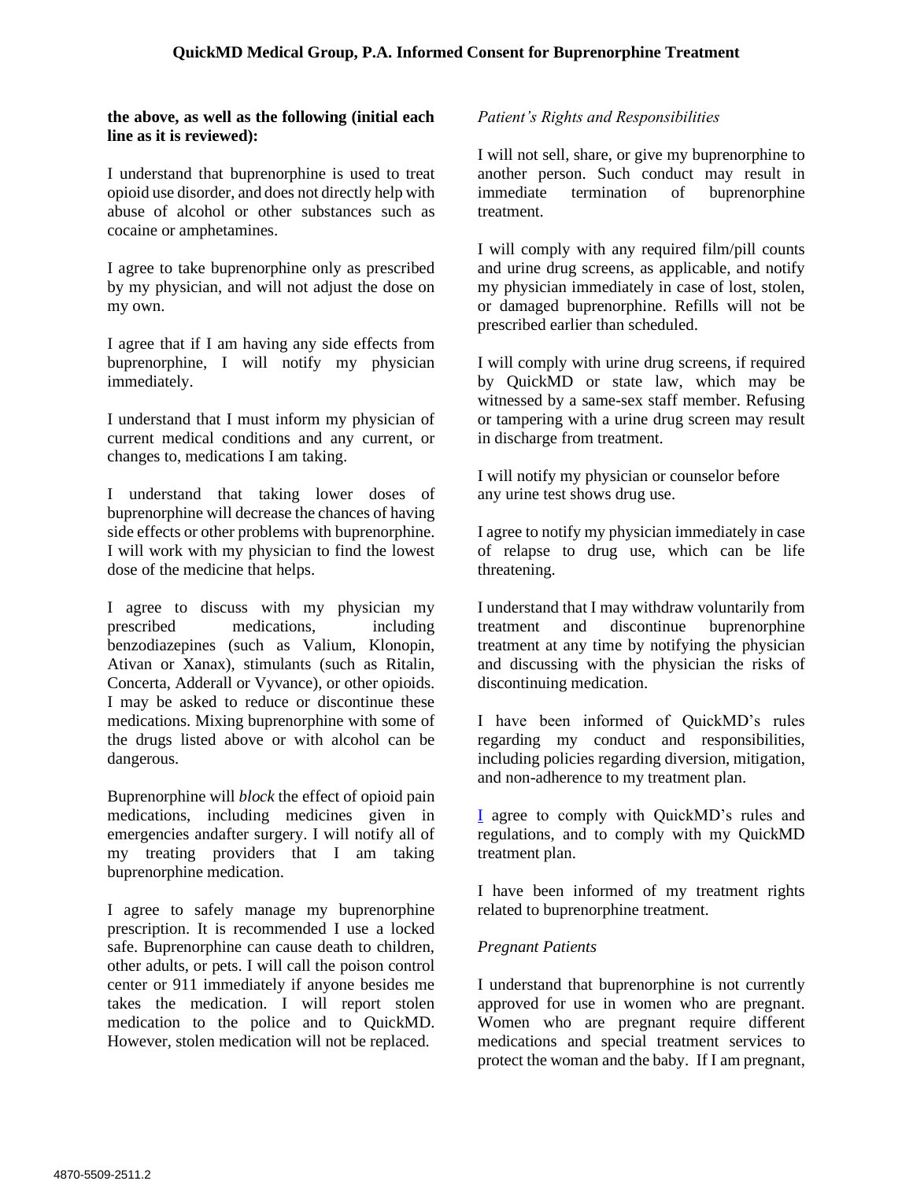**the above, as well as the following (initial each line as it is reviewed):**

I understand that buprenorphine is used to treat opioid use disorder, and does not directly help with abuse of alcohol or other substances such as cocaine or amphetamines.

I agree to take buprenorphine only as prescribed by my physician, and will not adjust the dose on my own.

I agree that if I am having any side effects from buprenorphine, I will notify my physician immediately.

I understand that I must inform my physician of current medical conditions and any current, or changes to, medications I am taking.

I understand that taking lower doses of buprenorphine will decrease the chances of having side effects or other problems with buprenorphine. I will work with my physician to find the lowest dose of the medicine that helps.

I agree to discuss with my physician my prescribed medications, including benzodiazepines (such as Valium, Klonopin, Ativan or Xanax), stimulants (such as Ritalin, Concerta, Adderall or Vyvance), or other opioids. I may be asked to reduce or discontinue these medications. Mixing buprenorphine with some of the drugs listed above or with alcohol can be dangerous.

Buprenorphine will *block* the effect of opioid pain medications, including medicines given in emergencies andafter surgery. I will notify all of my treating providers that I am taking buprenorphine medication.

I agree to safely manage my buprenorphine prescription. It is recommended I use a locked safe. Buprenorphine can cause death to children, other adults, or pets. I will call the poison control center or 911 immediately if anyone besides me takes the medication. I will report stolen medication to the police and to QuickMD. However, stolen medication will not be replaced.

*Patient's Rights and Responsibilities*

I will not sell, share, or give my buprenorphine to another person. Such conduct may result in immediate termination of buprenorphine treatment.

I will comply with any required film/pill counts and urine drug screens, as applicable, and notify my physician immediately in case of lost, stolen, or damaged buprenorphine. Refills will not be prescribed earlier than scheduled.

I will comply with urine drug screens, if required by QuickMD or state law, which may be witnessed by a same-sex staff member. Refusing or tampering with a urine drug screen may result in discharge from treatment.

I will notify my physician or counselor before any urine test shows drug use.

I agree to notify my physician immediately in case of relapse to drug use, which can be life threatening.

I understand that I may withdraw voluntarily from treatment and discontinue buprenorphine treatment at any time by notifying the physician and discussing with the physician the risks of discontinuing medication.

I have been informed of QuickMD's rules regarding my conduct and responsibilities, including policies regarding diversion, mitigation, and non-adherence to my treatment plan.

I agree to comply with QuickMD's rules and regulations, and to comply with my QuickMD treatment plan.

I have been informed of my treatment rights related to buprenorphine treatment.

*Pregnant Patients*

I understand that buprenorphine is not currently approved for use in women who are pregnant. Women who are pregnant require different medications and special treatment services to protect the woman and the baby. If I am pregnant,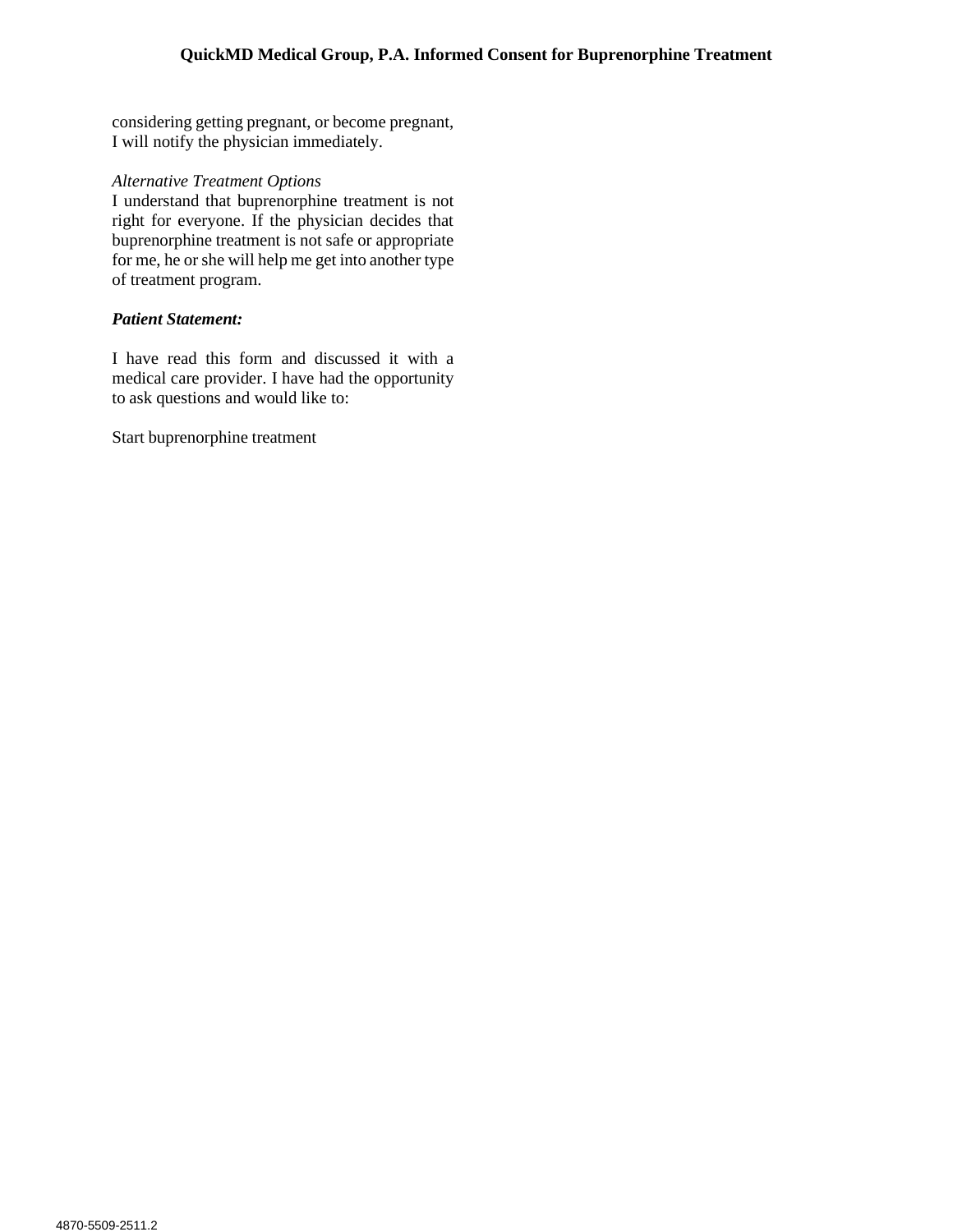considering getting pregnant, or become pregnant, I will notify the physician immediately.

*Alternative Treatment Options*

I understand that buprenorphine treatment is not right for everyone. If the physician decides that buprenorphine treatment is not safe or appropriate for me, he or she will help me get into another type of treatment program.

***Patient Statement:***

I have read this form and discussed it with a medical care provider. I have had the opportunity to ask questions and would like to:

Start buprenorphine treatment